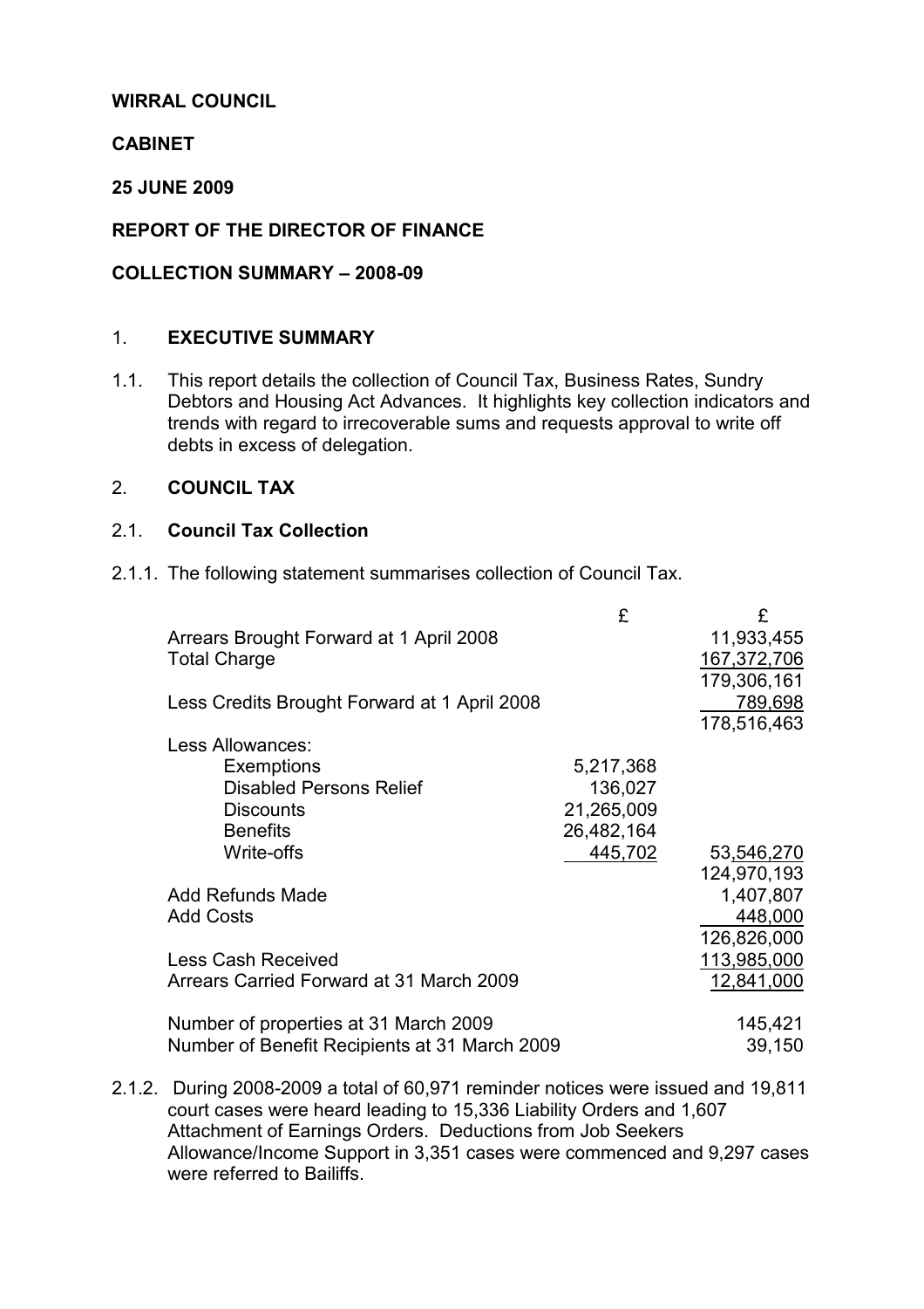**WIRRAL COUNCIL**

**CABINET**

**25 JUNE 2009**

**REPORT OF THE DIRECTOR OF FINANCE**

**COLLECTION SUMMARY – 2008-09**

## 1. EXECUTIVE SUMMARY

1.1. This report details the collection of Council Tax, Business Rates, Sundry Debtors and Housing Act Advances. It highlights key collection indicators and trends with regard to irrecoverable sums and requests approval to write off debts in excess of delegation.

## 2. COUNCIL TAX

### 2.1. Council Tax Collection

2.1.1. The following statement summarises collection of Council Tax.

| | £ | £ |
|---|---|---|
| Arrears Brought Forward at 1 April 2008 | | 11,933,455 |
| Total Charge | | 167,372,706 |
| | | 179,306,161 |
| Less Credits Brought Forward at 1 April 2008 | | 789,698 |
| | | 178,516,463 |
| Less Allowances: | | |
| Exemptions | 5,217,368 | |
| Disabled Persons Relief | 136,027 | |
| Discounts | 21,265,009 | |
| Benefits | 26,482,164 | |
| Write-offs | 445,702 | 53,546,270 |
| | | 124,970,193 |
| Add Refunds Made | | 1,407,807 |
| Add Costs | | 448,000 |
| | | 126,826,000 |
| Less Cash Received | | 113,985,000 |
| Arrears Carried Forward at 31 March 2009 | | 12,841,000 |
| | | |
| Number of properties at 31 March 2009 | | 145,421 |
| Number of Benefit Recipients at 31 March 2009 | | 39,150 |

2.1.2. During 2008-2009 a total of 60,971 reminder notices were issued and 19,811 court cases were heard leading to 15,336 Liability Orders and 1,607 Attachment of Earnings Orders. Deductions from Job Seekers Allowance/Income Support in 3,351 cases were commenced and 9,297 cases were referred to Bailiffs.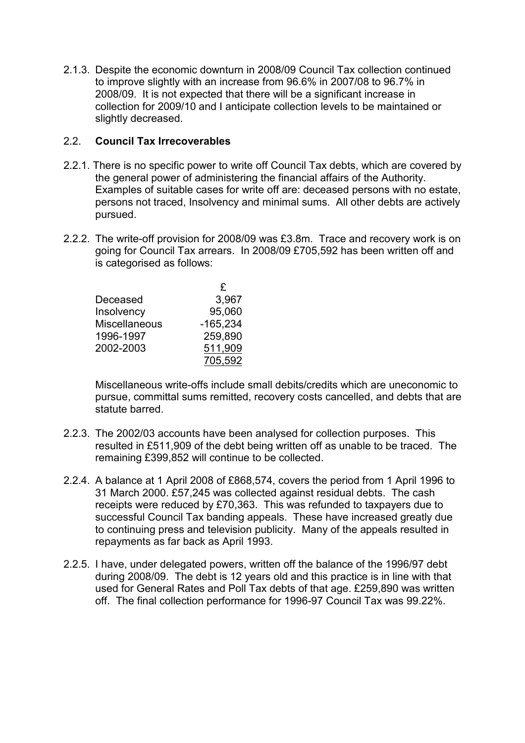2.1.3. Despite the economic downturn in 2008/09 Council Tax collection continued to improve slightly with an increase from 96.6% in 2007/08 to 96.7% in 2008/09. It is not expected that there will be a significant increase in collection for 2009/10 and I anticipate collection levels to be maintained or slightly decreased.

## 2.2. **Council Tax Irrecoverables**

2.2.1. There is no specific power to write off Council Tax debts, which are covered by the general power of administering the financial affairs of the Authority. Examples of suitable cases for write off are: deceased persons with no estate, persons not traced, Insolvency and minimal sums. All other debts are actively pursued.

2.2.2. The write-off provision for 2008/09 was £3.8m. Trace and recovery work is on going for Council Tax arrears. In 2008/09 £705,592 has been written off and is categorised as follows:

| | £ |
|---|---|
| Deceased | 3,967 |
| Insolvency | 95,060 |
| Miscellaneous | -165,234 |
| 1996-1997 | 259,890 |
| 2002-2003 | 511,909 |
| | 705,592 |

Miscellaneous write-offs include small debits/credits which are uneconomic to pursue, committal sums remitted, recovery costs cancelled, and debts that are statute barred.

2.2.3. The 2002/03 accounts have been analysed for collection purposes. This resulted in £511,909 of the debt being written off as unable to be traced. The remaining £399,852 will continue to be collected.

2.2.4. A balance at 1 April 2008 of £868,574, covers the period from 1 April 1996 to 31 March 2000. £57,245 was collected against residual debts. The cash receipts were reduced by £70,363. This was refunded to taxpayers due to successful Council Tax banding appeals. These have increased greatly due to continuing press and television publicity. Many of the appeals resulted in repayments as far back as April 1993.

2.2.5. I have, under delegated powers, written off the balance of the 1996/97 debt during 2008/09. The debt is 12 years old and this practice is in line with that used for General Rates and Poll Tax debts of that age. £259,890 was written off. The final collection performance for 1996-97 Council Tax was 99.22%.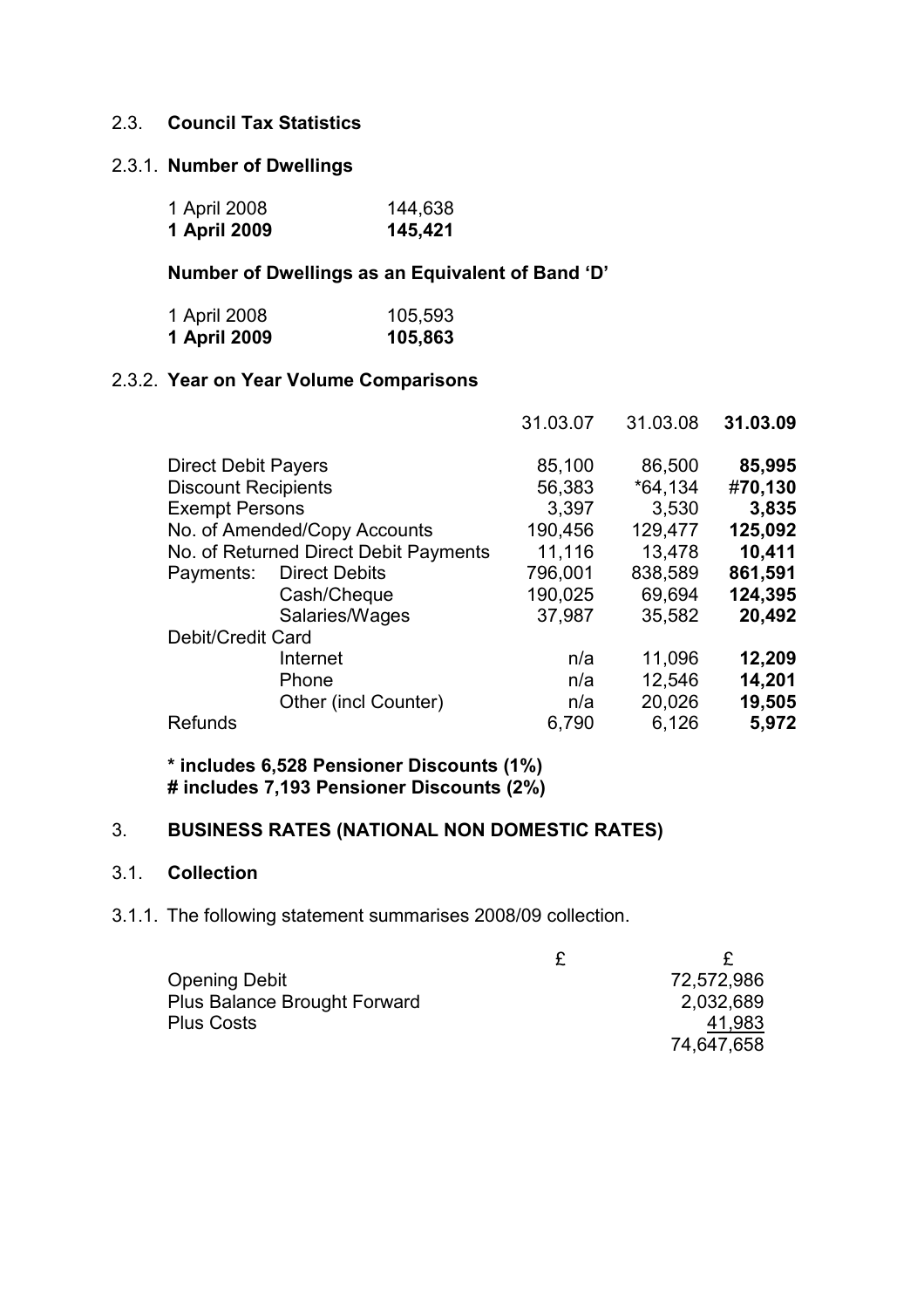## 2.3. **Council Tax Statistics**

### 2.3.1. **Number of Dwellings**

| | |
|---|---|
| 1 April 2008 | 144,638 |
| **1 April 2009** | **145,421** |

**Number of Dwellings as an Equivalent of Band 'D'**

| | |
|---|---|
| 1 April 2008 | 105,593 |
| **1 April 2009** | **105,863** |

### 2.3.2. **Year on Year Volume Comparisons**

| | | 31.03.07 | 31.03.08 | **31.03.09** |
|---|---|---|---|---|
| Direct Debit Payers | | 85,100 | 86,500 | **85,995** |
| Discount Recipients | | 56,383 | *64,134 | **#70,130** |
| Exempt Persons | | 3,397 | 3,530 | **3,835** |
| No. of Amended/Copy Accounts | | 190,456 | 129,477 | **125,092** |
| No. of Returned Direct Debit Payments | | 11,116 | 13,478 | **10,411** |
| Payments: | Direct Debits | 796,001 | 838,589 | **861,591** |
| | Cash/Cheque | 190,025 | 69,694 | **124,395** |
| | Salaries/Wages | 37,987 | 35,582 | **20,492** |
| Debit/Credit Card | | | | |
| | Internet | n/a | 11,096 | **12,209** |
| | Phone | n/a | 12,546 | **14,201** |
| | Other (incl Counter) | n/a | 20,026 | **19,505** |
| Refunds | | 6,790 | 6,126 | **5,972** |

**\* includes 6,528 Pensioner Discounts (1%)**
**# includes 7,193 Pensioner Discounts (2%)**

## 3. **BUSINESS RATES (NATIONAL NON DOMESTIC RATES)**

### 3.1. **Collection**

3.1.1. The following statement summarises 2008/09 collection.

| | £ | £ |
|---|---|---|
| Opening Debit | | 72,572,986 |
| Plus Balance Brought Forward | | 2,032,689 |
| Plus Costs | | 41,983 |
| | | 74,647,658 |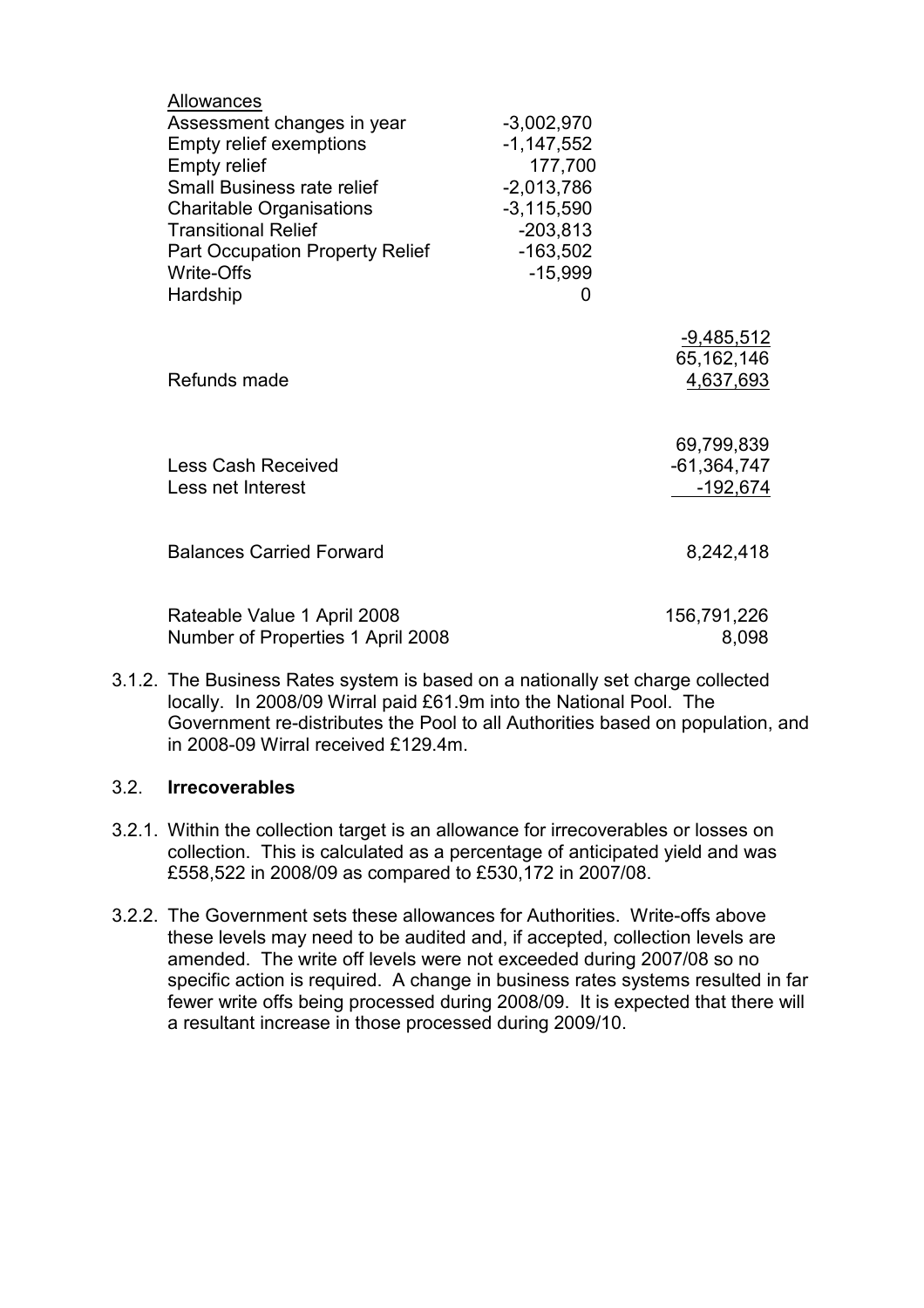| Allowances | | |
|---|---|---|
| Assessment changes in year | -3,002,970 | |
| Empty relief exemptions | -1,147,552 | |
| Empty relief | 177,700 | |
| Small Business rate relief | -2,013,786 | |
| Charitable Organisations | -3,115,590 | |
| Transitional Relief | -203,813 | |
| Part Occupation Property Relief | -163,502 | |
| Write-Offs | -15,999 | |
| Hardship | 0 | |
| | | -9,485,512 |
| | | 65,162,146 |
| Refunds made | | 4,637,693 |
| | | 69,799,839 |
| Less Cash Received | | -61,364,747 |
| Less net Interest | | -192,674 |
| Balances Carried Forward | | 8,242,418 |
| Rateable Value 1 April 2008 | | 156,791,226 |
| Number of Properties 1 April 2008 | | 8,098 |

3.1.2. The Business Rates system is based on a nationally set charge collected locally. In 2008/09 Wirral paid £61.9m into the National Pool. The Government re-distributes the Pool to all Authorities based on population, and in 2008-09 Wirral received £129.4m.

## 3.2. **Irrecoverables**

3.2.1. Within the collection target is an allowance for irrecoverables or losses on collection. This is calculated as a percentage of anticipated yield and was £558,522 in 2008/09 as compared to £530,172 in 2007/08.

3.2.2. The Government sets these allowances for Authorities. Write-offs above these levels may need to be audited and, if accepted, collection levels are amended. The write off levels were not exceeded during 2007/08 so no specific action is required. A change in business rates systems resulted in far fewer write offs being processed during 2008/09. It is expected that there will a resultant increase in those processed during 2009/10.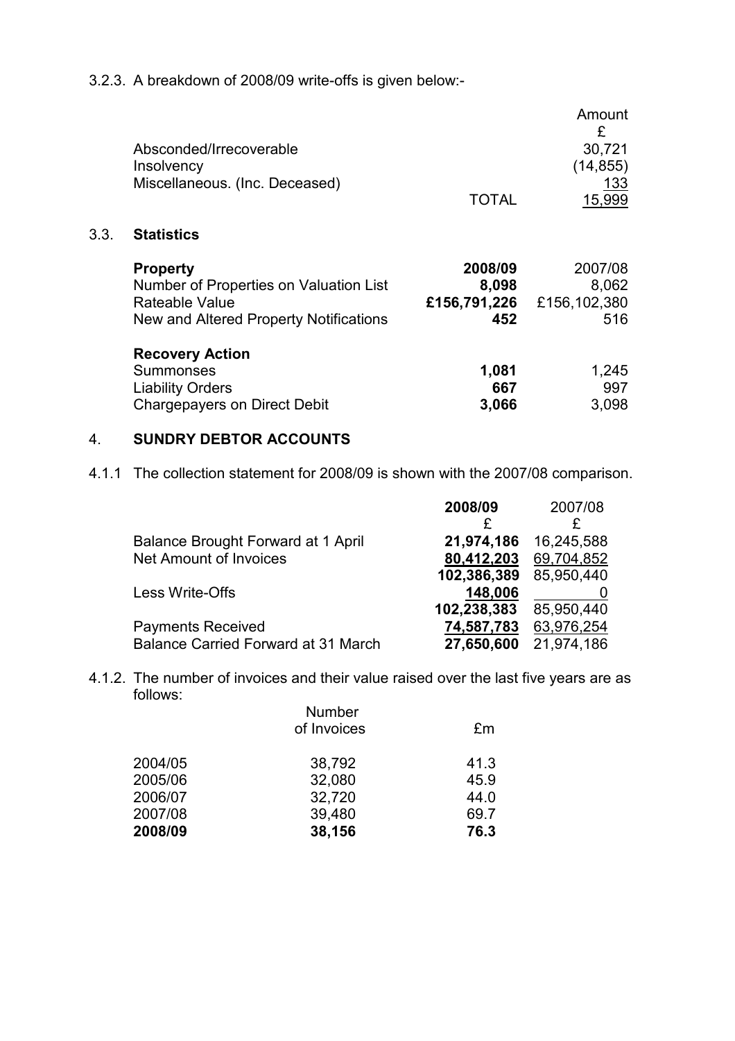3.2.3. A breakdown of 2008/09 write-offs is given below:-

| | | Amount £ |
|---|---|---|
| Absconded/Irrecoverable | | 30,721 |
| Insolvency | | (14,855) |
| Miscellaneous. (Inc. Deceased) | | 133 |
| | TOTAL | 15,999 |

## 3.3. Statistics

| **Property** | **2008/09** | 2007/08 |
|---|---|---|
| Number of Properties on Valuation List | **8,098** | 8,062 |
| Rateable Value | **£156,791,226** | £156,102,380 |
| New and Altered Property Notifications | **452** | 516 |
| **Recovery Action** | | |
| Summonses | **1,081** | 1,245 |
| Liability Orders | **667** | 997 |
| Chargepayers on Direct Debit | **3,066** | 3,098 |

## 4. SUNDRY DEBTOR ACCOUNTS

4.1.1 The collection statement for 2008/09 is shown with the 2007/08 comparison.

| | **2008/09** £ | 2007/08 £ |
|---|---|---|
| Balance Brought Forward at 1 April | **21,974,186** | 16,245,588 |
| Net Amount of Invoices | **80,412,203** | 69,704,852 |
| | **102,386,389** | 85,950,440 |
| Less Write-Offs | **148,006** | 0 |
| | **102,238,383** | 85,950,440 |
| Payments Received | **74,587,783** | 63,976,254 |
| Balance Carried Forward at 31 March | **27,650,600** | 21,974,186 |

4.1.2. The number of invoices and their value raised over the last five years are as follows:

| | Number of Invoices | £m |
|---|---|---|
| 2004/05 | 38,792 | 41.3 |
| 2005/06 | 32,080 | 45.9 |
| 2006/07 | 32,720 | 44.0 |
| 2007/08 | 39,480 | 69.7 |
| **2008/09** | **38,156** | **76.3** |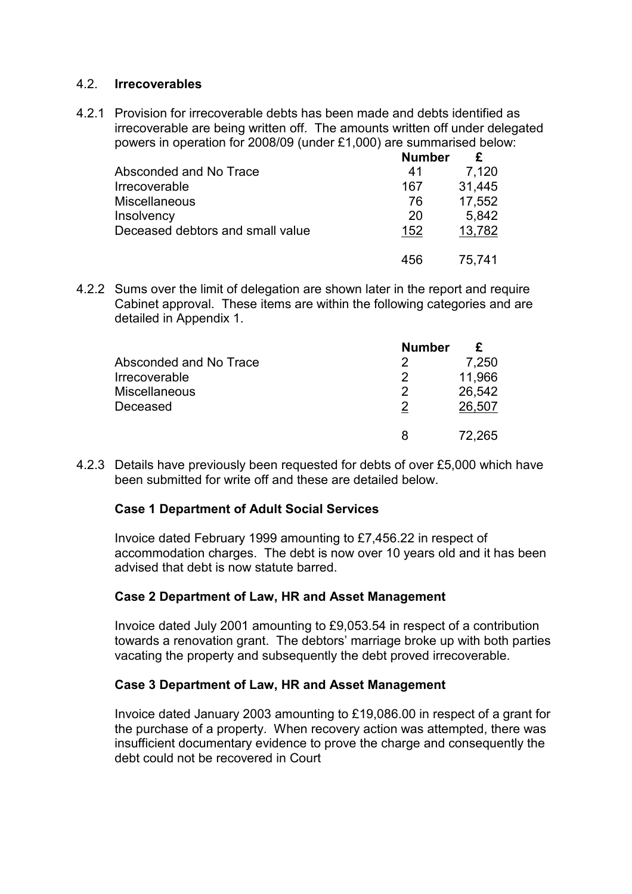## 4.2. **Irrecoverables**

4.2.1 Provision for irrecoverable debts has been made and debts identified as irrecoverable are being written off. The amounts written off under delegated powers in operation for 2008/09 (under £1,000) are summarised below:

| | **Number** | **£** |
|---|---|---|
| Absconded and No Trace | 41 | 7,120 |
| Irrecoverable | 167 | 31,445 |
| Miscellaneous | 76 | 17,552 |
| Insolvency | 20 | 5,842 |
| Deceased debtors and small value | 152 | 13,782 |
| | 456 | 75,741 |

4.2.2 Sums over the limit of delegation are shown later in the report and require Cabinet approval. These items are within the following categories and are detailed in Appendix 1.

| | **Number** | **£** |
|---|---|---|
| Absconded and No Trace | 2 | 7,250 |
| Irrecoverable | 2 | 11,966 |
| Miscellaneous | 2 | 26,542 |
| Deceased | 2 | 26,507 |
| | 8 | 72,265 |

4.2.3 Details have previously been requested for debts of over £5,000 which have been submitted for write off and these are detailed below.

**Case 1 Department of Adult Social Services**

Invoice dated February 1999 amounting to £7,456.22 in respect of accommodation charges. The debt is now over 10 years old and it has been advised that debt is now statute barred.

**Case 2 Department of Law, HR and Asset Management**

Invoice dated July 2001 amounting to £9,053.54 in respect of a contribution towards a renovation grant. The debtors' marriage broke up with both parties vacating the property and subsequently the debt proved irrecoverable.

**Case 3 Department of Law, HR and Asset Management**

Invoice dated January 2003 amounting to £19,086.00 in respect of a grant for the purchase of a property. When recovery action was attempted, there was insufficient documentary evidence to prove the charge and consequently the debt could not be recovered in Court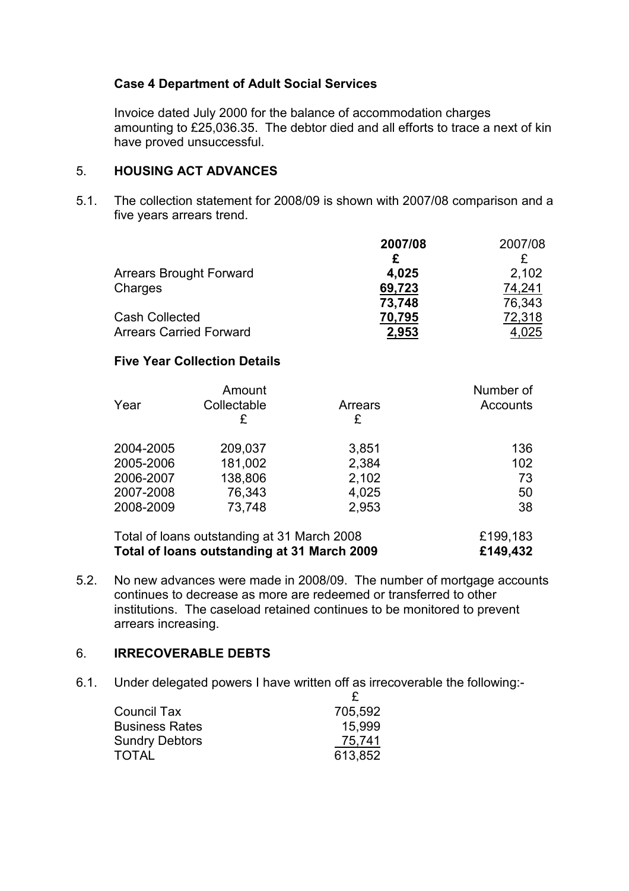**Case 4 Department of Adult Social Services**

Invoice dated July 2000 for the balance of accommodation charges amounting to £25,036.35. The debtor died and all efforts to trace a next of kin have proved unsuccessful.

## 5. HOUSING ACT ADVANCES

5.1. The collection statement for 2008/09 is shown with 2007/08 comparison and a five years arrears trend.

| | **2007/08** | 2007/08 |
|---|---|---|
| | **£** | £ |
| Arrears Brought Forward | **4,025** | 2,102 |
| Charges | **69,723** | 74,241 |
| | **73,748** | 76,343 |
| Cash Collected | **70,795** | 72,318 |
| Arrears Carried Forward | **2,953** | 4,025 |

**Five Year Collection Details**

| Year | Amount Collectable £ | Arrears £ | Number of Accounts |
|---|---|---|---|
| 2004-2005 | 209,037 | 3,851 | 136 |
| 2005-2006 | 181,002 | 2,384 | 102 |
| 2006-2007 | 138,806 | 2,102 | 73 |
| 2007-2008 | 76,343 | 4,025 | 50 |
| 2008-2009 | 73,748 | 2,953 | 38 |

Total of loans outstanding at 31 March 2008 £199,183
**Total of loans outstanding at 31 March 2009 £149,432**

5.2. No new advances were made in 2008/09. The number of mortgage accounts continues to decrease as more are redeemed or transferred to other institutions. The caseload retained continues to be monitored to prevent arrears increasing.

## 6. IRRECOVERABLE DEBTS

6.1. Under delegated powers I have written off as irrecoverable the following:-

| | £ |
|---|---|
| Council Tax | 705,592 |
| Business Rates | 15,999 |
| Sundry Debtors | 75,741 |
| TOTAL | 613,852 |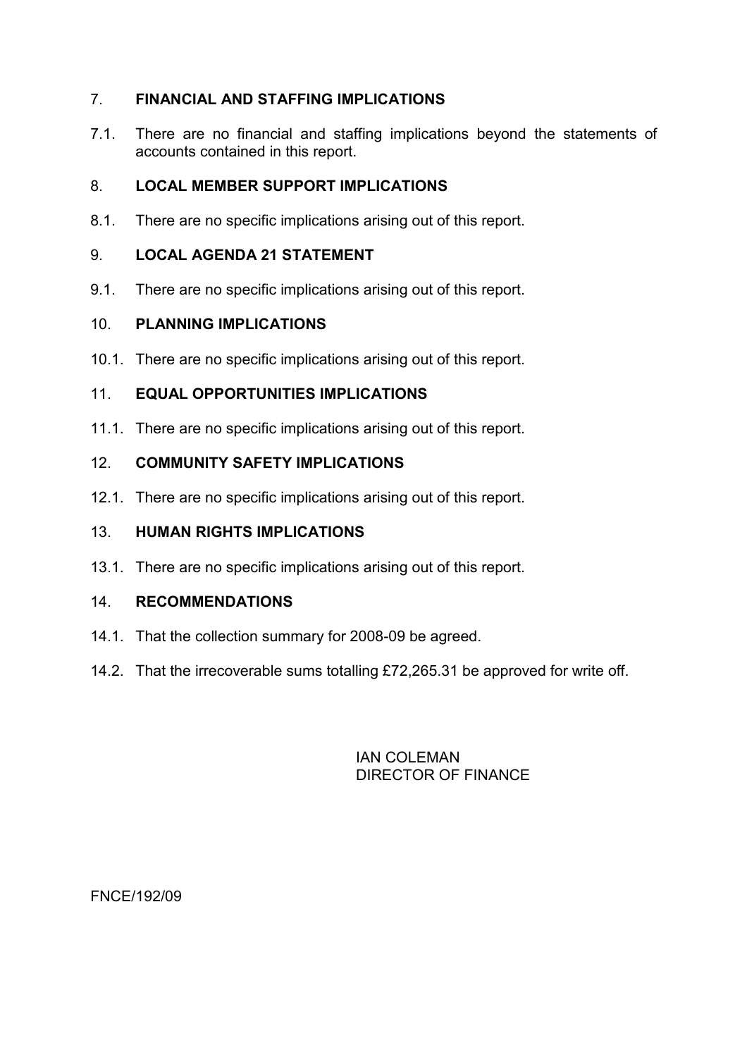## 7. FINANCIAL AND STAFFING IMPLICATIONS

7.1. There are no financial and staffing implications beyond the statements of accounts contained in this report.

## 8. LOCAL MEMBER SUPPORT IMPLICATIONS

8.1. There are no specific implications arising out of this report.

## 9. LOCAL AGENDA 21 STATEMENT

9.1. There are no specific implications arising out of this report.

## 10. PLANNING IMPLICATIONS

10.1. There are no specific implications arising out of this report.

## 11. EQUAL OPPORTUNITIES IMPLICATIONS

11.1. There are no specific implications arising out of this report.

## 12. COMMUNITY SAFETY IMPLICATIONS

12.1. There are no specific implications arising out of this report.

## 13. HUMAN RIGHTS IMPLICATIONS

13.1. There are no specific implications arising out of this report.

## 14. RECOMMENDATIONS

14.1. That the collection summary for 2008-09 be agreed.

14.2. That the irrecoverable sums totalling £72,265.31 be approved for write off.

IAN COLEMAN
DIRECTOR OF FINANCE

FNCE/192/09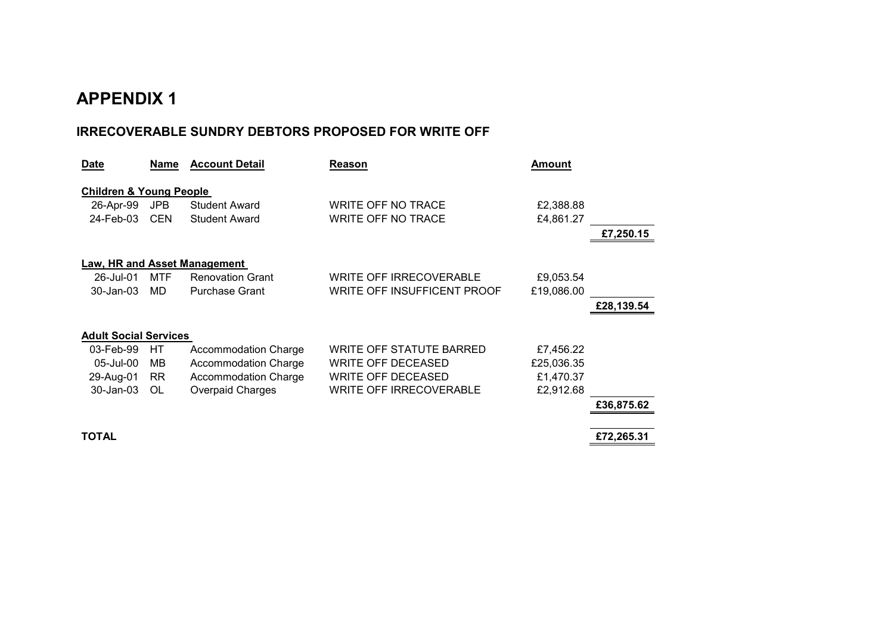# APPENDIX 1

## IRRECOVERABLE SUNDRY DEBTORS PROPOSED FOR WRITE OFF

| Date | Name | Account Detail | Reason | Amount | |
|---|---|---|---|---|---|
| **Children & Young People** | | | | | |
| 26-Apr-99 | JPB | Student Award | WRITE OFF NO TRACE | £2,388.88 | |
| 24-Feb-03 | CEN | Student Award | WRITE OFF NO TRACE | £4,861.27 | |
| | | | | | **£7,250.15** |
| **Law, HR and Asset Management** | | | | | |
| 26-Jul-01 | MTF | Renovation Grant | WRITE OFF IRRECOVERABLE | £9,053.54 | |
| 30-Jan-03 | MD | Purchase Grant | WRITE OFF INSUFFICENT PROOF | £19,086.00 | |
| | | | | | **£28,139.54** |
| **Adult Social Services** | | | | | |
| 03-Feb-99 | HT | Accommodation Charge | WRITE OFF STATUTE BARRED | £7,456.22 | |
| 05-Jul-00 | MB | Accommodation Charge | WRITE OFF DECEASED | £25,036.35 | |
| 29-Aug-01 | RR | Accommodation Charge | WRITE OFF DECEASED | £1,470.37 | |
| 30-Jan-03 | OL | Overpaid Charges | WRITE OFF IRRECOVERABLE | £2,912.68 | |
| | | | | | **£36,875.62** |
| **TOTAL** | | | | | **£72,265.31** |